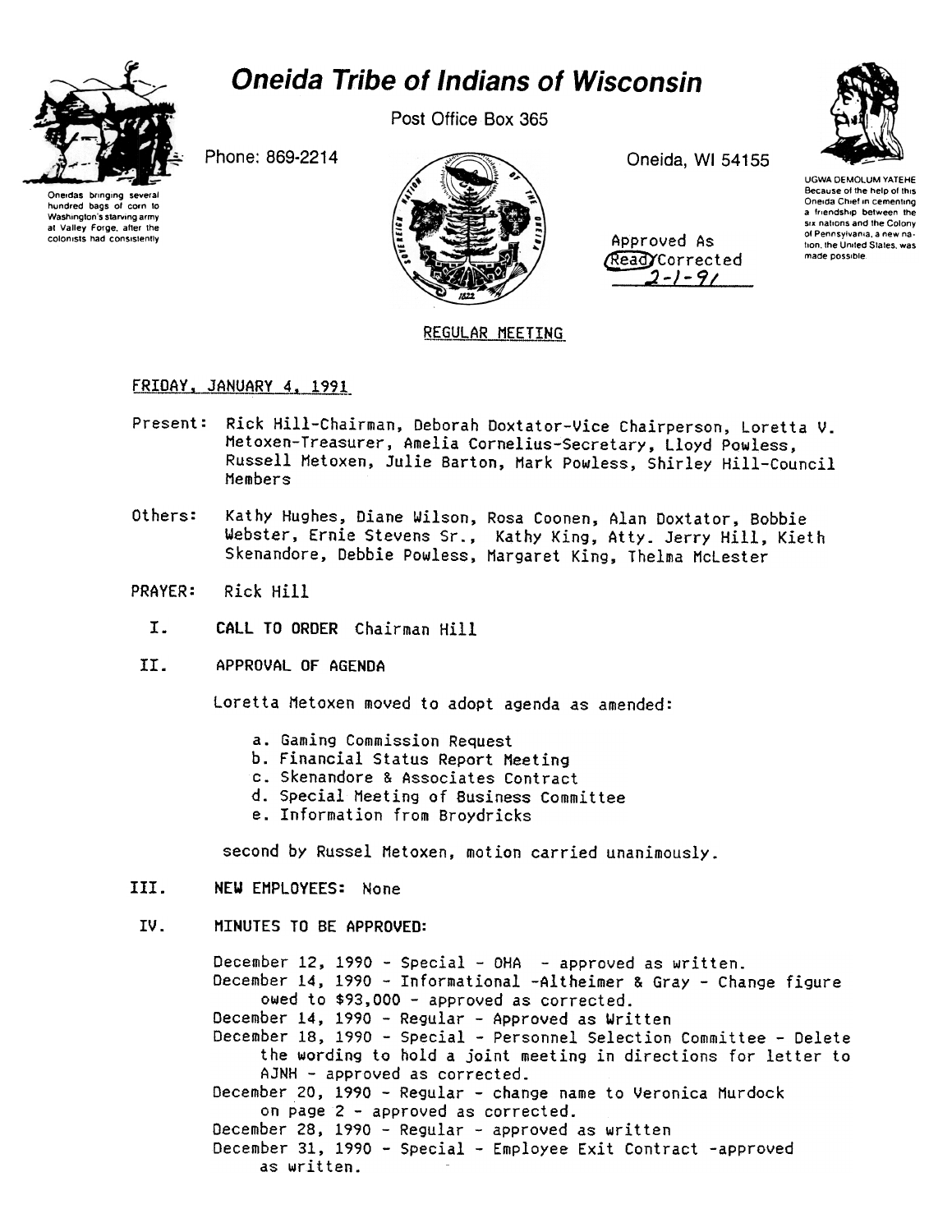# Oneida Tribe of Indians of Wisconsin

Post Office Box 365

Phone: 869-2214

Oneida, WI 54155

Oneidas bringing several hundred bags of corn to Washington's starving army at Valley Forge, after the colonists had consistently

UGWA DEMOLUM YATEHE
Because of the help of this Oneida Chief in cementing a friendship between the six nations and the Colony of Pennsylvania, a new nation, the United States, was made possible.

Approved As
Read/Corrected
2-1-91

REGULAR MEETING

FRIDAY, JANUARY 4, 1991

Present: Rick Hill-Chairman, Deborah Doxtator-Vice Chairperson, Loretta V. Metoxen-Treasurer, Amelia Cornelius-Secretary, Lloyd Powless, Russell Metoxen, Julie Barton, Mark Powless, Shirley Hill-Council Members

Others: Kathy Hughes, Diane Wilson, Rosa Coonen, Alan Doxtator, Bobbie Webster, Ernie Stevens Sr., Kathy King, Atty. Jerry Hill, Kieth Skenandore, Debbie Powless, Margaret King, Thelma McLester

PRAYER: Rick Hill

I. CALL TO ORDER Chairman Hill

II. APPROVAL OF AGENDA

Loretta Metoxen moved to adopt agenda as amended:

- a. Gaming Commission Request
- b. Financial Status Report Meeting
- c. Skenandore & Associates Contract
- d. Special Meeting of Business Committee
- e. Information from Broydricks

second by Russel Metoxen, motion carried unanimously.

III. NEW EMPLOYEES: None

IV. MINUTES TO BE APPROVED:

December 12, 1990 - Special - OHA - approved as written.
December 14, 1990 - Informational -Altheimer & Gray - Change figure owed to $93,000 - approved as corrected.
December 14, 1990 - Regular - Approved as Written
December 18, 1990 - Special - Personnel Selection Committee - Delete the wording to hold a joint meeting in directions for letter to AJNH - approved as corrected.
December 20, 1990 - Regular - change name to Veronica Murdock on page 2 - approved as corrected.
December 28, 1990 - Regular - approved as written
December 31, 1990 - Special - Employee Exit Contract -approved as written.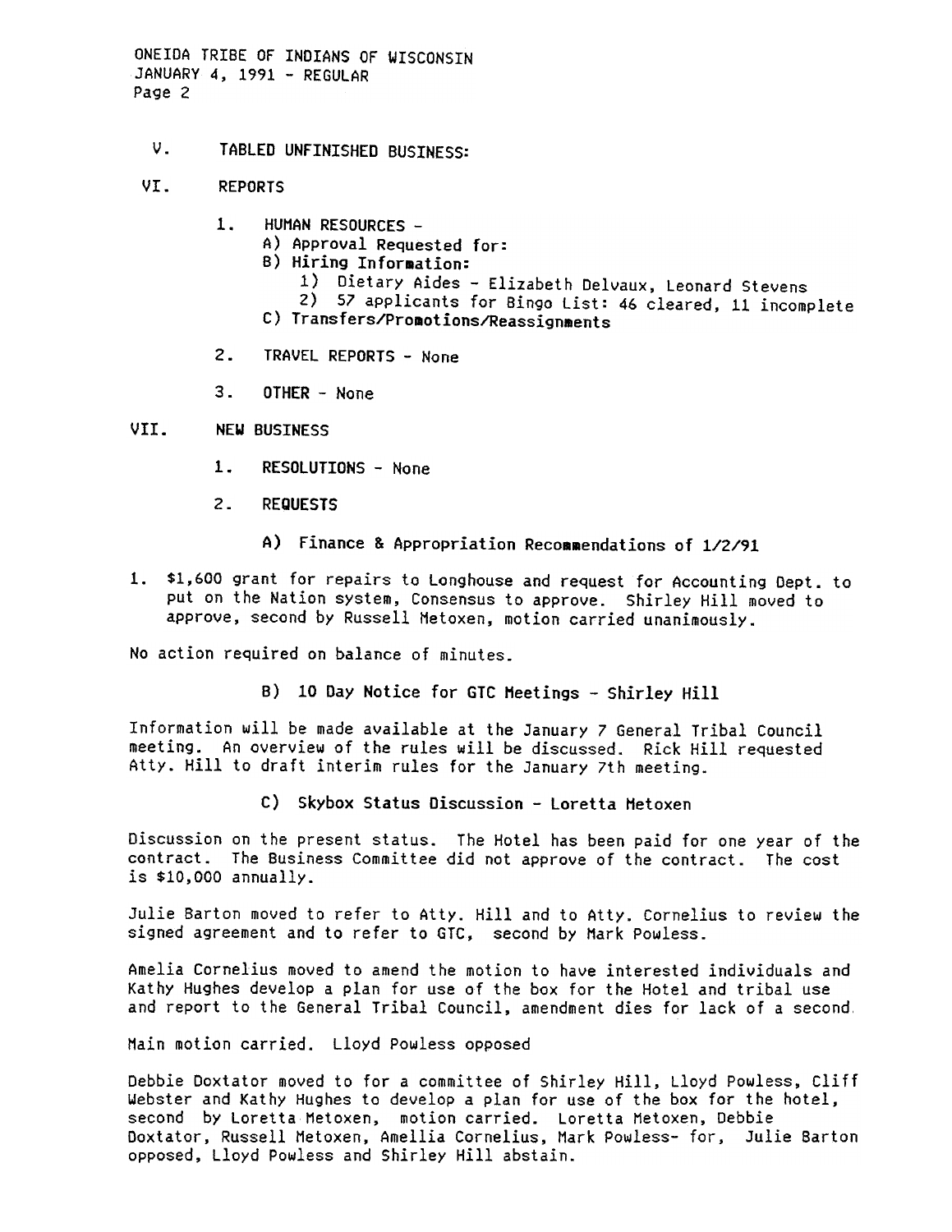V. TABLED UNFINISHED BUSINESS:

VI. REPORTS

1. HUMAN RESOURCES -
   A) Approval Requested for:
   B) Hiring Information:
      1) Dietary Aides - Elizabeth Delvaux, Leonard Stevens
      2) 57 applicants for Bingo List: 46 cleared, 11 incomplete
   C) Transfers/Promotions/Reassignments

2. TRAVEL REPORTS - None

3. OTHER - None

VII. NEW BUSINESS

1. RESOLUTIONS - None

2. REQUESTS

   A) Finance & Appropriation Recommendations of 1/2/91

1. $1,600 grant for repairs to Longhouse and request for Accounting Dept. to put on the Nation system, Consensus to approve. Shirley Hill moved to approve, second by Russell Metoxen, motion carried unanimously.

No action required on balance of minutes.

   B) 10 Day Notice for GTC Meetings - Shirley Hill

Information will be made available at the January 7 General Tribal Council meeting. An overview of the rules will be discussed. Rick Hill requested Atty. Hill to draft interim rules for the January 7th meeting.

   C) Skybox Status Discussion - Loretta Metoxen

Discussion on the present status. The Hotel has been paid for one year of the contract. The Business Committee did not approve of the contract. The cost is $10,000 annually.

Julie Barton moved to refer to Atty. Hill and to Atty. Cornelius to review the signed agreement and to refer to GTC, second by Mark Powless.

Amelia Cornelius moved to amend the motion to have interested individuals and Kathy Hughes develop a plan for use of the box for the Hotel and tribal use and report to the General Tribal Council, amendment dies for lack of a second.

Main motion carried. Lloyd Powless opposed

Debbie Doxtator moved to for a committee of Shirley Hill, Lloyd Powless, Cliff Webster and Kathy Hughes to develop a plan for use of the box for the hotel, second by Loretta Metoxen, motion carried. Loretta Metoxen, Debbie Doxtator, Russell Metoxen, Amellia Cornelius, Mark Powless- for, Julie Barton opposed, Lloyd Powless and Shirley Hill abstain.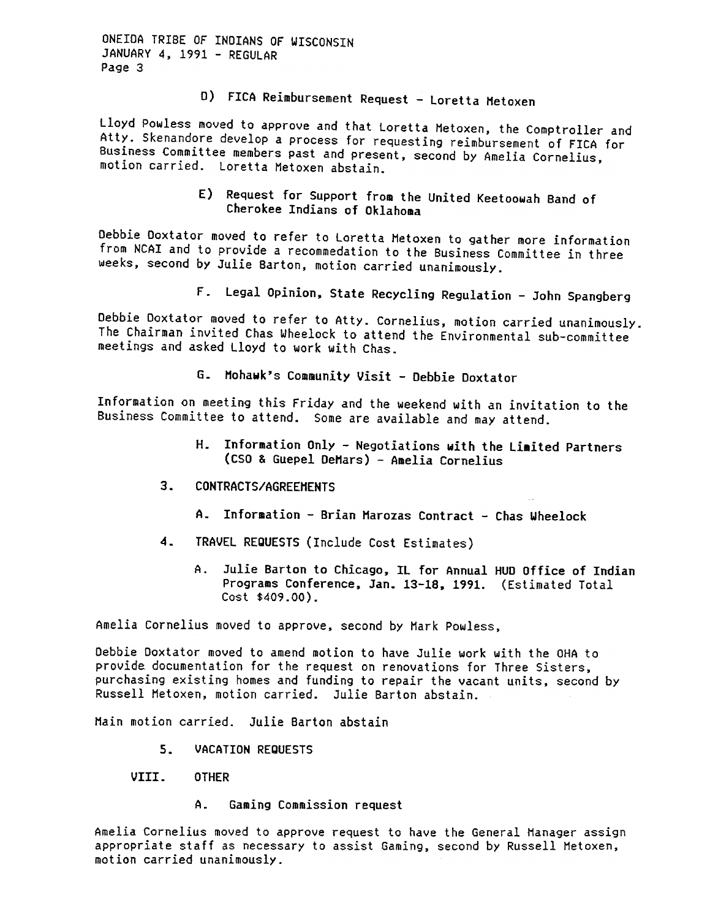D) FICA Reimbursement Request - Loretta Metoxen

Lloyd Powless moved to approve and that Loretta Metoxen, the Comptroller and Atty. Skenandore develop a process for requesting reimbursement of FICA for Business Committee members past and present, second by Amelia Cornelius, motion carried. Loretta Metoxen abstain.

E) Request for Support from the United Keetoowah Band of Cherokee Indians of Oklahoma

Debbie Doxtator moved to refer to Loretta Metoxen to gather more information from NCAI and to provide a recommedation to the Business Committee in three weeks, second by Julie Barton, motion carried unanimously.

F. Legal Opinion, State Recycling Regulation - John Spangberg

Debbie Doxtator moved to refer to Atty. Cornelius, motion carried unanimously. The Chairman invited Chas Wheelock to attend the Environmental sub-committee meetings and asked Lloyd to work with Chas.

G. Mohawk's Community Visit - Debbie Doxtator

Information on meeting this Friday and the weekend with an invitation to the Business Committee to attend. Some are available and may attend.

H. Information Only - Negotiations with the Limited Partners (CSO & Guepel DeMars) - Amelia Cornelius

3. CONTRACTS/AGREEMENTS

A. Information - Brian Marozas Contract - Chas Wheelock

4. TRAVEL REQUESTS (Include Cost Estimates)

A. Julie Barton to Chicago, IL for Annual HUD Office of Indian Programs Conference, Jan. 13-18, 1991. (Estimated Total Cost $409.00).

Amelia Cornelius moved to approve, second by Mark Powless,

Debbie Doxtator moved to amend motion to have Julie work with the OHA to provide documentation for the request on renovations for Three Sisters, purchasing existing homes and funding to repair the vacant units, second by Russell Metoxen, motion carried. Julie Barton abstain.

Main motion carried. Julie Barton abstain

5. VACATION REQUESTS

VIII. OTHER

A. Gaming Commission request

Amelia Cornelius moved to approve request to have the General Manager assign appropriate staff as necessary to assist Gaming, second by Russell Metoxen, motion carried unanimously.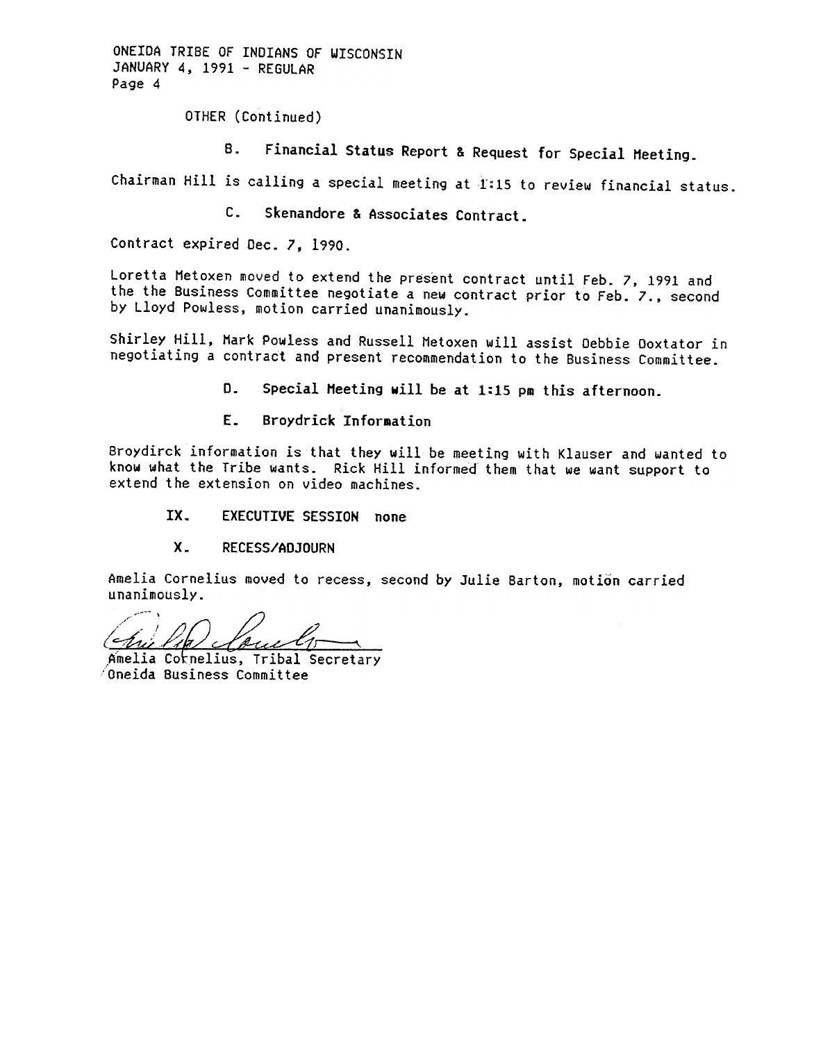OTHER (Continued)

B. **Financial Status Report & Request for Special Meeting.**

Chairman Hill is calling a special meeting at 1:15 to review financial status.

C. **Skenandore & Associates Contract.**

Contract expired Dec. 7, 1990.

Loretta Metoxen moved to extend the present contract until Feb. 7, 1991 and the the Business Committee negotiate a new contract prior to Feb. 7., second by Lloyd Powless, motion carried unanimously.

Shirley Hill, Mark Powless and Russell Metoxen will assist Debbie Doxtator in negotiating a contract and present recommendation to the Business Committee.

D. **Special Meeting will be at 1:15 pm this afternoon.**

E. **Broydrick Information**

Broydirck information is that they will be meeting with Klauser and wanted to know what the Tribe wants. Rick Hill informed them that we want support to extend the extension on video machines.

IX. EXECUTIVE SESSION none

X. RECESS/ADJOURN

Amelia Cornelius moved to recess, second by Julie Barton, motion carried unanimously.

Amelia Cornelius, Tribal Secretary
Oneida Business Committee